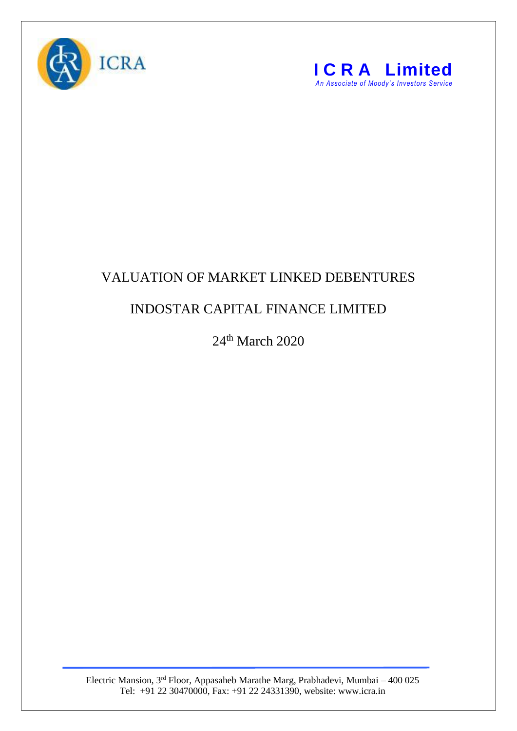ICRA

**ICRA Limited**

*An Associate of Moody's Investors Service*

# VALUATION OF MARKET LINKED DEBENTURES

## INDOSTAR CAPITAL FINANCE LIMITED

24th March 2020

Electric Mansion, 3rd Floor, Appasaheb Marathe Marg, Prabhadevi, Mumbai – 400 025
Tel: +91 22 30470000, Fax: +91 22 24331390, website: www.icra.in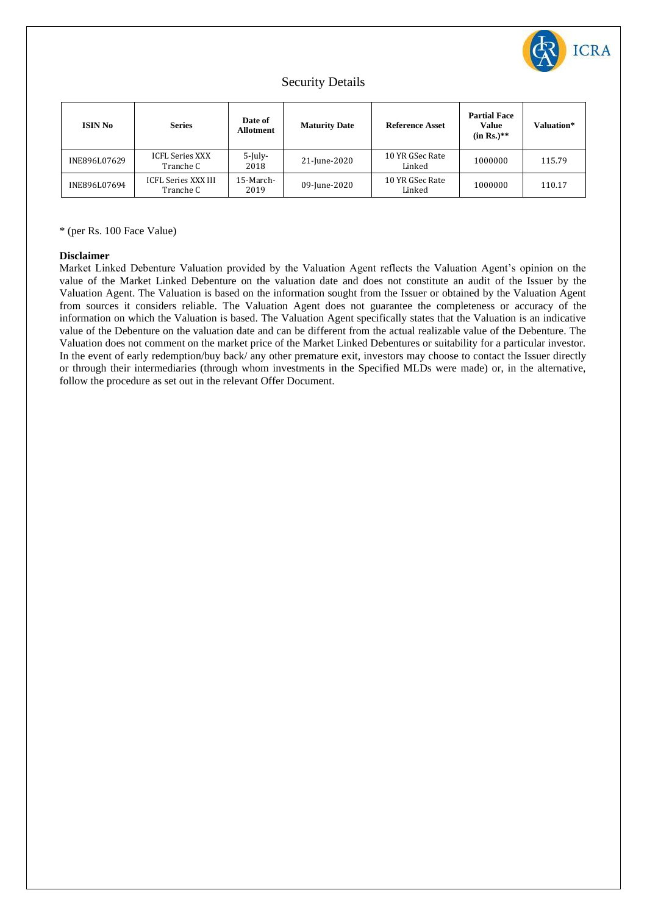## Security Details

| ISIN No | Series | Date of Allotment | Maturity Date | Reference Asset | Partial Face Value (in Rs.)** | Valuation* |
|---|---|---|---|---|---|---|
| INE896L07629 | ICFL Series XXX Tranche C | 5-July-2018 | 21-June-2020 | 10 YR GSec Rate Linked | 1000000 | 115.79 |
| INE896L07694 | ICFL Series XXX III Tranche C | 15-March-2019 | 09-June-2020 | 10 YR GSec Rate Linked | 1000000 | 110.17 |

* (per Rs. 100 Face Value)

**Disclaimer**

Market Linked Debenture Valuation provided by the Valuation Agent reflects the Valuation Agent's opinion on the value of the Market Linked Debenture on the valuation date and does not constitute an audit of the Issuer by the Valuation Agent. The Valuation is based on the information sought from the Issuer or obtained by the Valuation Agent from sources it considers reliable. The Valuation Agent does not guarantee the completeness or accuracy of the information on which the Valuation is based. The Valuation Agent specifically states that the Valuation is an indicative value of the Debenture on the valuation date and can be different from the actual realizable value of the Debenture. The Valuation does not comment on the market price of the Market Linked Debentures or suitability for a particular investor. In the event of early redemption/buy back/ any other premature exit, investors may choose to contact the Issuer directly or through their intermediaries (through whom investments in the Specified MLDs were made) or, in the alternative, follow the procedure as set out in the relevant Offer Document.